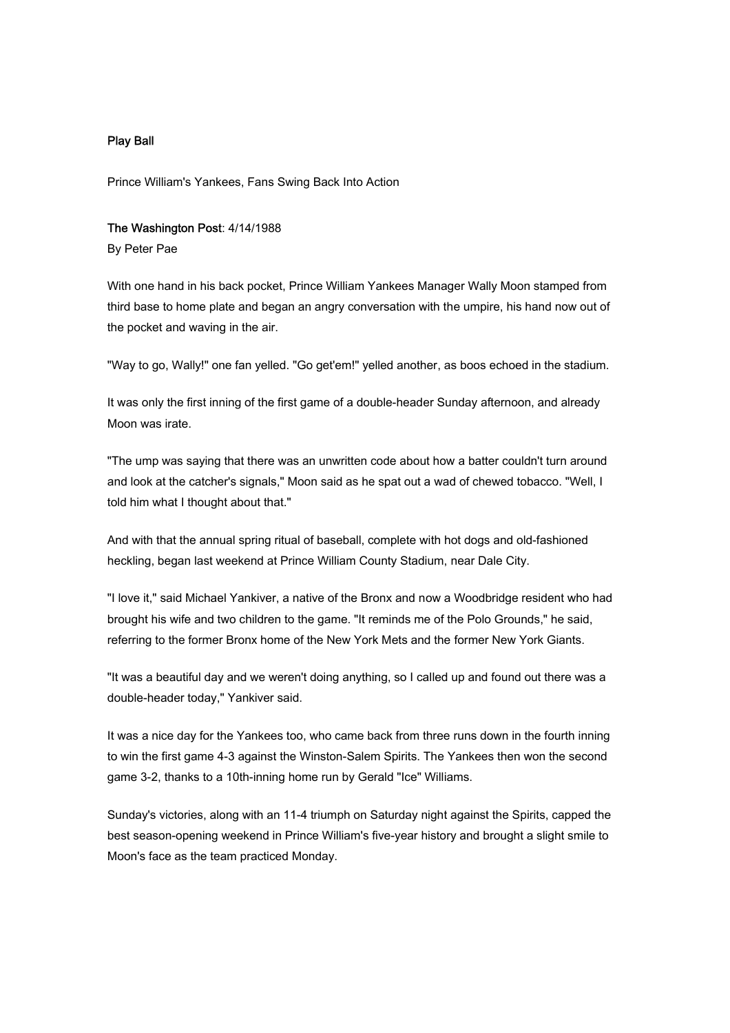## Play Ball

Prince William's Yankees, Fans Swing Back Into Action

**The Washington Post**: 4/14/1988
By Peter Pae

With one hand in his back pocket, Prince William Yankees Manager Wally Moon stamped from third base to home plate and began an angry conversation with the umpire, his hand now out of the pocket and waving in the air.

"Way to go, Wally!" one fan yelled. "Go get'em!" yelled another, as boos echoed in the stadium.

It was only the first inning of the first game of a double-header Sunday afternoon, and already Moon was irate.

"The ump was saying that there was an unwritten code about how a batter couldn't turn around and look at the catcher's signals," Moon said as he spat out a wad of chewed tobacco. "Well, I told him what I thought about that."

And with that the annual spring ritual of baseball, complete with hot dogs and old-fashioned heckling, began last weekend at Prince William County Stadium, near Dale City.

"I love it," said Michael Yankiver, a native of the Bronx and now a Woodbridge resident who had brought his wife and two children to the game. "It reminds me of the Polo Grounds," he said, referring to the former Bronx home of the New York Mets and the former New York Giants.

"It was a beautiful day and we weren't doing anything, so I called up and found out there was a double-header today," Yankiver said.

It was a nice day for the Yankees too, who came back from three runs down in the fourth inning to win the first game 4-3 against the Winston-Salem Spirits. The Yankees then won the second game 3-2, thanks to a 10th-inning home run by Gerald "Ice" Williams.

Sunday's victories, along with an 11-4 triumph on Saturday night against the Spirits, capped the best season-opening weekend in Prince William's five-year history and brought a slight smile to Moon's face as the team practiced Monday.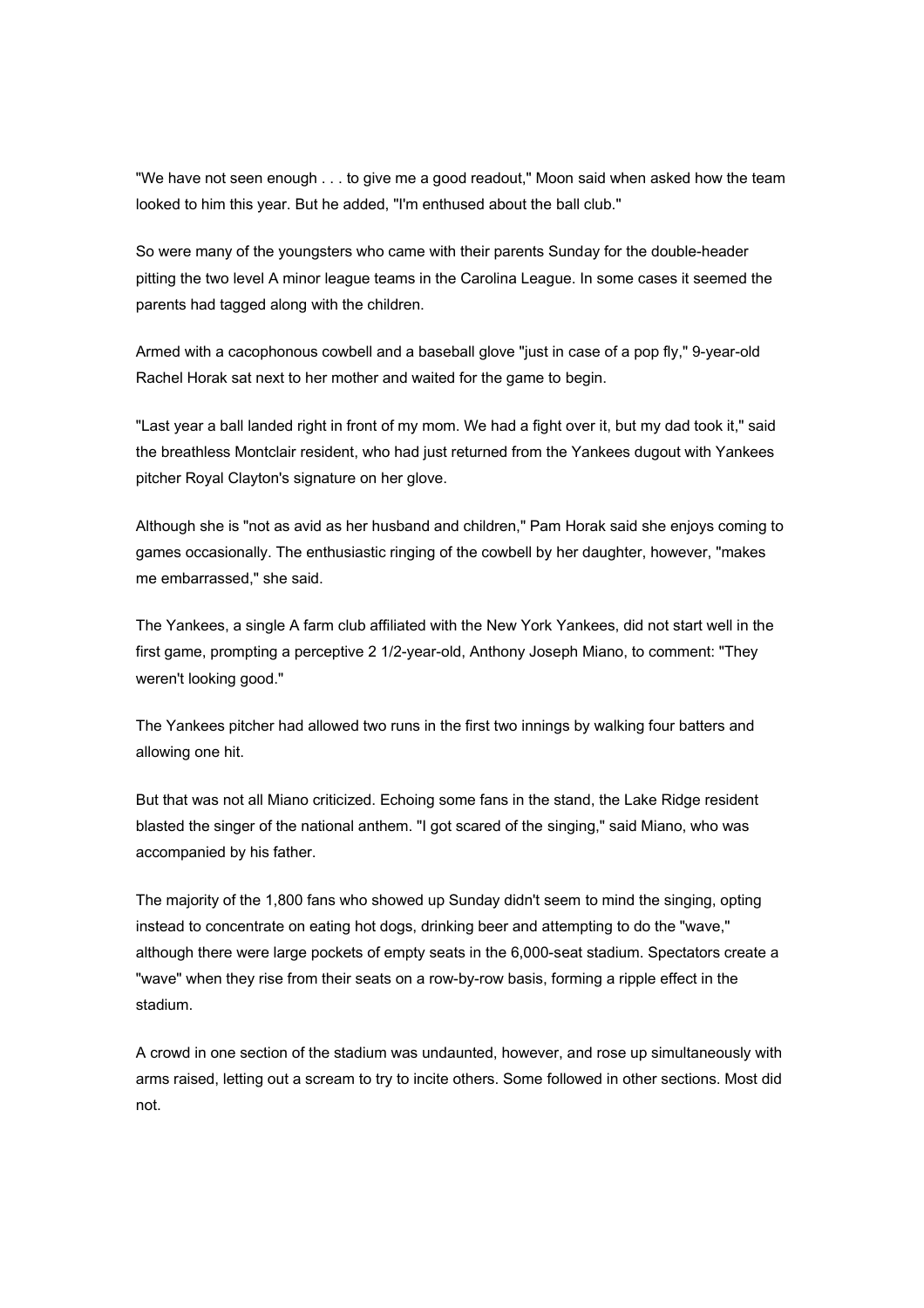"We have not seen enough . . . to give me a good readout," Moon said when asked how the team looked to him this year. But he added, "I'm enthused about the ball club."

So were many of the youngsters who came with their parents Sunday for the double-header pitting the two level A minor league teams in the Carolina League. In some cases it seemed the parents had tagged along with the children.

Armed with a cacophonous cowbell and a baseball glove "just in case of a pop fly," 9-year-old Rachel Horak sat next to her mother and waited for the game to begin.

"Last year a ball landed right in front of my mom. We had a fight over it, but my dad took it," said the breathless Montclair resident, who had just returned from the Yankees dugout with Yankees pitcher Royal Clayton's signature on her glove.

Although she is "not as avid as her husband and children," Pam Horak said she enjoys coming to games occasionally. The enthusiastic ringing of the cowbell by her daughter, however, "makes me embarrassed," she said.

The Yankees, a single A farm club affiliated with the New York Yankees, did not start well in the first game, prompting a perceptive 2 1/2-year-old, Anthony Joseph Miano, to comment: "They weren't looking good."

The Yankees pitcher had allowed two runs in the first two innings by walking four batters and allowing one hit.

But that was not all Miano criticized. Echoing some fans in the stand, the Lake Ridge resident blasted the singer of the national anthem. "I got scared of the singing," said Miano, who was accompanied by his father.

The majority of the 1,800 fans who showed up Sunday didn't seem to mind the singing, opting instead to concentrate on eating hot dogs, drinking beer and attempting to do the "wave," although there were large pockets of empty seats in the 6,000-seat stadium. Spectators create a "wave" when they rise from their seats on a row-by-row basis, forming a ripple effect in the stadium.

A crowd in one section of the stadium was undaunted, however, and rose up simultaneously with arms raised, letting out a scream to try to incite others. Some followed in other sections. Most did not.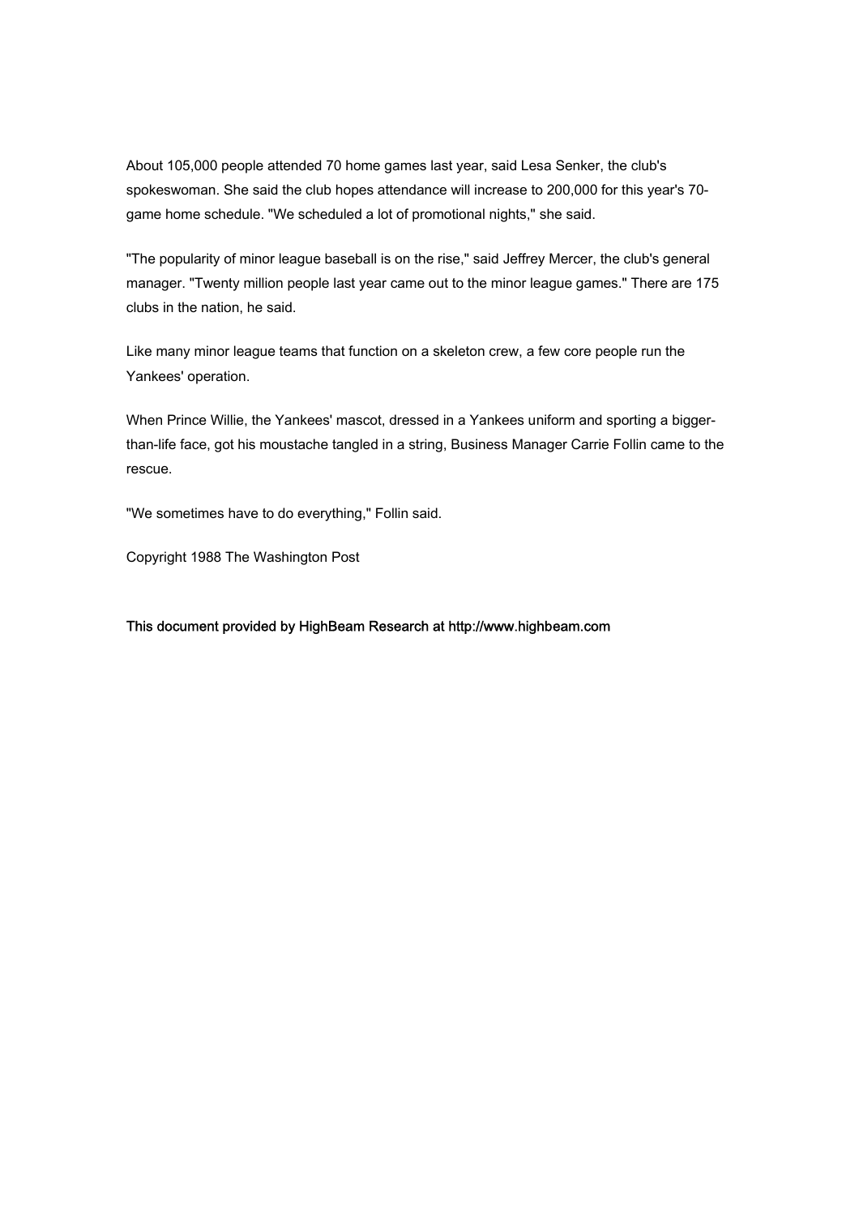About 105,000 people attended 70 home games last year, said Lesa Senker, the club's spokeswoman. She said the club hopes attendance will increase to 200,000 for this year's 70-game home schedule. "We scheduled a lot of promotional nights," she said.

"The popularity of minor league baseball is on the rise," said Jeffrey Mercer, the club's general manager. "Twenty million people last year came out to the minor league games." There are 175 clubs in the nation, he said.

Like many minor league teams that function on a skeleton crew, a few core people run the Yankees' operation.

When Prince Willie, the Yankees' mascot, dressed in a Yankees uniform and sporting a bigger-than-life face, got his moustache tangled in a string, Business Manager Carrie Follin came to the rescue.

"We sometimes have to do everything," Follin said.

Copyright 1988 The Washington Post

**This document provided by HighBeam Research at http://www.highbeam.com**